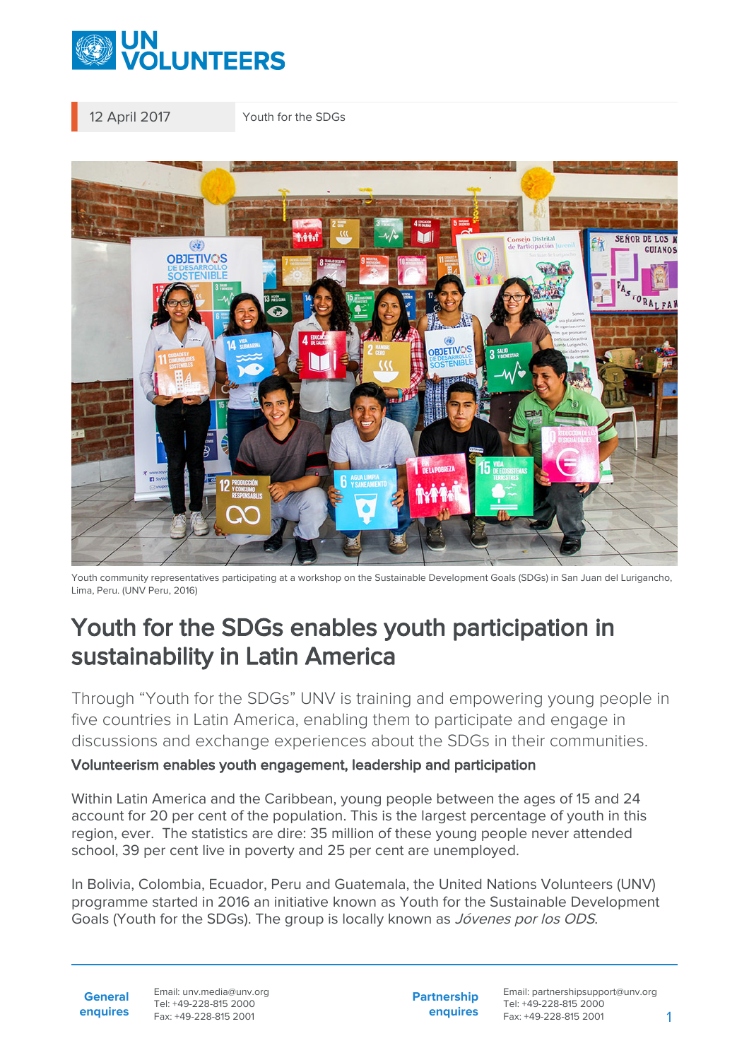12 April 2017 | Youth for the SDGs

Youth community representatives participating at a workshop on the Sustainable Development Goals (SDGs) in San Juan del Lurigancho, Lima, Peru. (UNV Peru, 2016)

# Youth for the SDGs enables youth participation in sustainability in Latin America

Through “Youth for the SDGs” UNV is training and empowering young people in five countries in Latin America, enabling them to participate and engage in discussions and exchange experiences about the SDGs in their communities.

**Volunteerism enables youth engagement, leadership and participation**

Within Latin America and the Caribbean, young people between the ages of 15 and 24 account for 20 per cent of the population. This is the largest percentage of youth in this region, ever. The statistics are dire: 35 million of these young people never attended school, 39 per cent live in poverty and 25 per cent are unemployed.

In Bolivia, Colombia, Ecuador, Peru and Guatemala, the United Nations Volunteers (UNV) programme started in 2016 an initiative known as Youth for the Sustainable Development Goals (Youth for the SDGs). The group is locally known as *Jóvenes por los ODS*.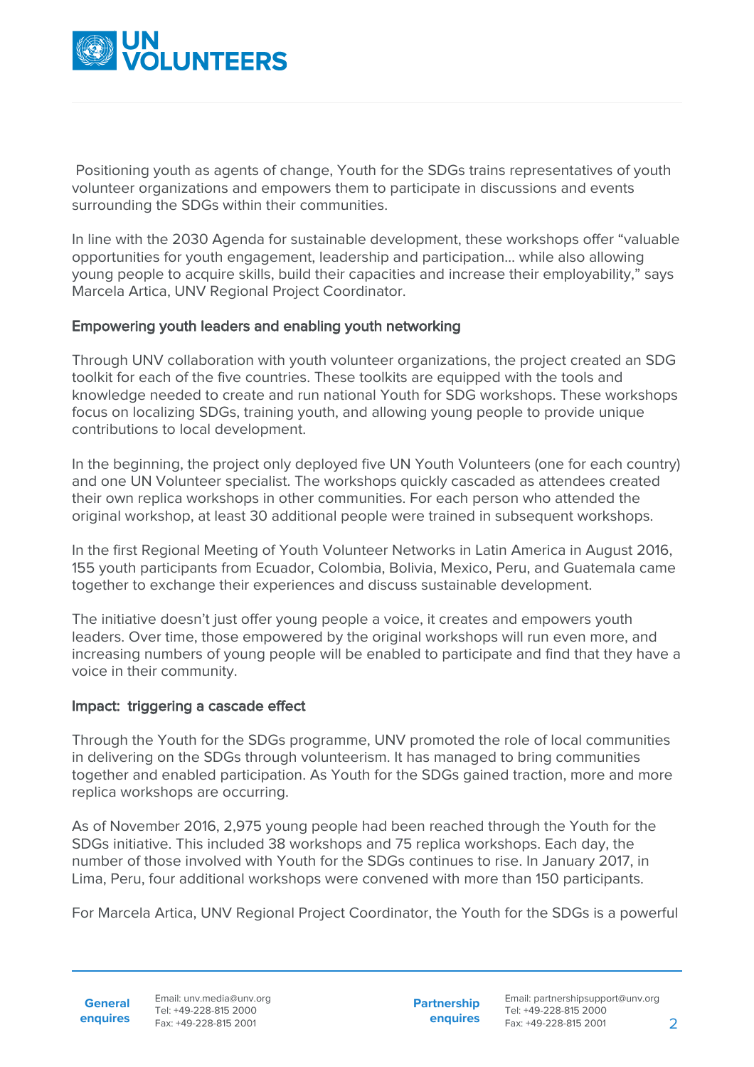Positioning youth as agents of change, Youth for the SDGs trains representatives of youth volunteer organizations and empowers them to participate in discussions and events surrounding the SDGs within their communities.

In line with the 2030 Agenda for sustainable development, these workshops offer "valuable opportunities for youth engagement, leadership and participation... while also allowing young people to acquire skills, build their capacities and increase their employability," says Marcela Artica, UNV Regional Project Coordinator.

### Empowering youth leaders and enabling youth networking

Through UNV collaboration with youth volunteer organizations, the project created an SDG toolkit for each of the five countries. These toolkits are equipped with the tools and knowledge needed to create and run national Youth for SDG workshops. These workshops focus on localizing SDGs, training youth, and allowing young people to provide unique contributions to local development.

In the beginning, the project only deployed five UN Youth Volunteers (one for each country) and one UN Volunteer specialist. The workshops quickly cascaded as attendees created their own replica workshops in other communities. For each person who attended the original workshop, at least 30 additional people were trained in subsequent workshops.

In the first Regional Meeting of Youth Volunteer Networks in Latin America in August 2016, 155 youth participants from Ecuador, Colombia, Bolivia, Mexico, Peru, and Guatemala came together to exchange their experiences and discuss sustainable development.

The initiative doesn't just offer young people a voice, it creates and empowers youth leaders. Over time, those empowered by the original workshops will run even more, and increasing numbers of young people will be enabled to participate and find that they have a voice in their community.

### Impact: triggering a cascade effect

Through the Youth for the SDGs programme, UNV promoted the role of local communities in delivering on the SDGs through volunteerism. It has managed to bring communities together and enabled participation. As Youth for the SDGs gained traction, more and more replica workshops are occurring.

As of November 2016, 2,975 young people had been reached through the Youth for the SDGs initiative. This included 38 workshops and 75 replica workshops. Each day, the number of those involved with Youth for the SDGs continues to rise. In January 2017, in Lima, Peru, four additional workshops were convened with more than 150 participants.

For Marcela Artica, UNV Regional Project Coordinator, the Youth for the SDGs is a powerful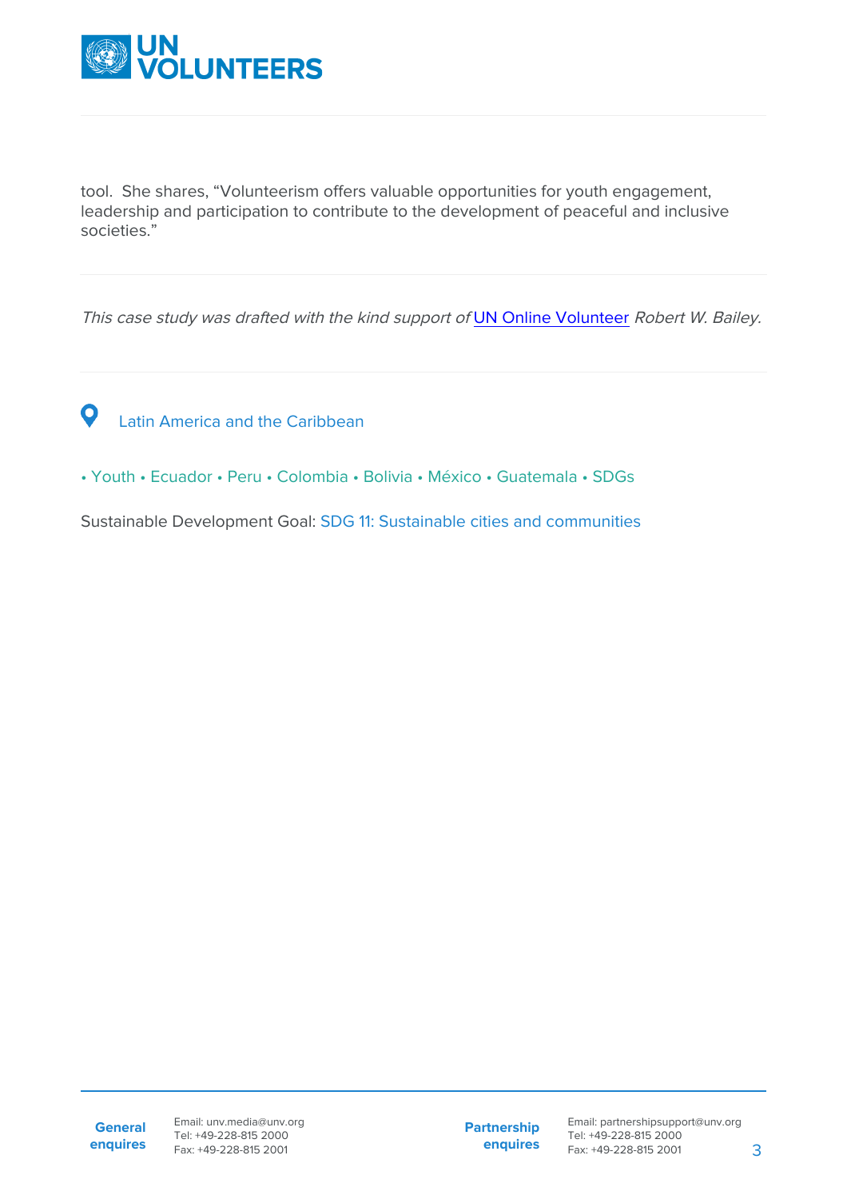tool.  She shares, “Volunteerism offers valuable opportunities for youth engagement, leadership and participation to contribute to the development of peaceful and inclusive societies.”

---

*This case study was drafted with the kind support of* [UN Online Volunteer](#) *Robert W. Bailey.*

---

Latin America and the Caribbean

• Youth • Ecuador • Peru • Colombia • Bolivia • México • Guatemala • SDGs

Sustainable Development Goal: SDG 11: Sustainable cities and communities